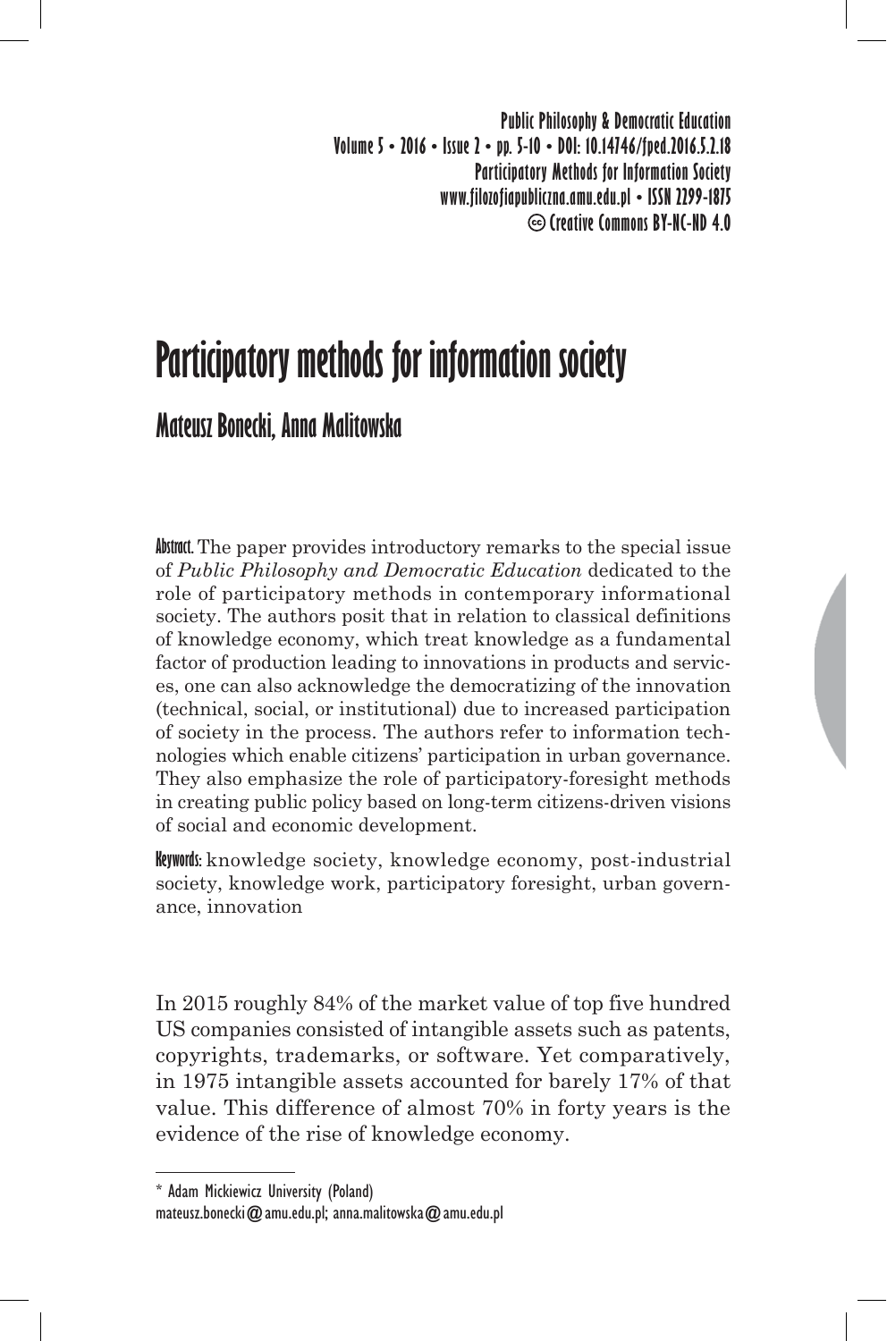Public Philosophy & Democratic Education
Volume 5 • 2016 • Issue 2 • pp. 5-10 • DOI: 10.14746/fped.2016.5.2.18
Participatory Methods for Information Society
www.filozofiapubliczna.amu.edu.pl • ISSN 2299-1875
Creative Commons BY-NC-ND 4.0

# Participatory methods for information society

## Mateusz Bonecki, Anna Malitowska

**Abstract.** The paper provides introductory remarks to the special issue of *Public Philosophy and Democratic Education* dedicated to the role of participatory methods in contemporary informational society. The authors posit that in relation to classical definitions of knowledge economy, which treat knowledge as a fundamental factor of production leading to innovations in products and services, one can also acknowledge the democratizing of the innovation (technical, social, or institutional) due to increased participation of society in the process. The authors refer to information technologies which enable citizens' participation in urban governance. They also emphasize the role of participatory-foresight methods in creating public policy based on long-term citizens-driven visions of social and economic development.

**Keywords:** knowledge society, knowledge economy, post-industrial society, knowledge work, participatory foresight, urban governance, innovation

In 2015 roughly 84% of the market value of top five hundred US companies consisted of intangible assets such as patents, copyrights, trademarks, or software. Yet comparatively, in 1975 intangible assets accounted for barely 17% of that value. This difference of almost 70% in forty years is the evidence of the rise of knowledge economy.

---

\* Adam Mickiewicz University (Poland)
mateusz.bonecki@amu.edu.pl; anna.malitowska@amu.edu.pl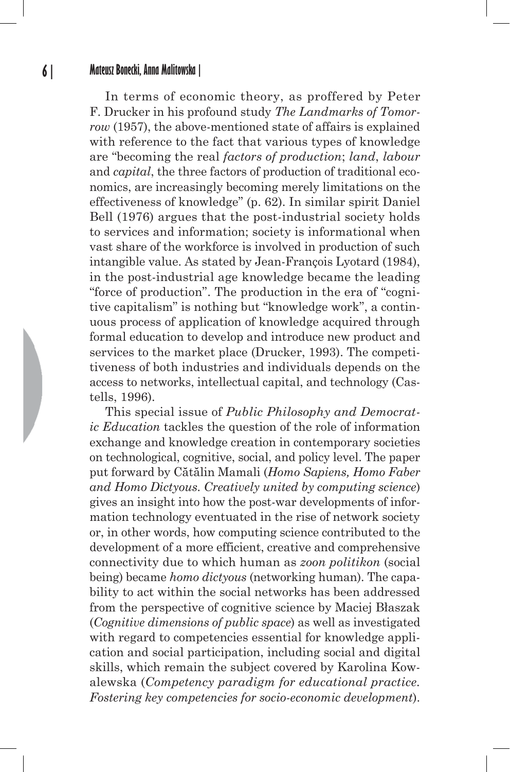In terms of economic theory, as proffered by Peter F. Drucker in his profound study *The Landmarks of Tomorrow* (1957), the above-mentioned state of affairs is explained with reference to the fact that various types of knowledge are "becoming the real *factors of production*; *land*, *labour* and *capital*, the three factors of production of traditional economics, are increasingly becoming merely limitations on the effectiveness of knowledge" (p. 62). In similar spirit Daniel Bell (1976) argues that the post-industrial society holds to services and information; society is informational when vast share of the workforce is involved in production of such intangible value. As stated by Jean-François Lyotard (1984), in the post-industrial age knowledge became the leading "force of production". The production in the era of "cognitive capitalism" is nothing but "knowledge work", a continuous process of application of knowledge acquired through formal education to develop and introduce new product and services to the market place (Drucker, 1993). The competitiveness of both industries and individuals depends on the access to networks, intellectual capital, and technology (Castells, 1996).

This special issue of *Public Philosophy and Democratic Education* tackles the question of the role of information exchange and knowledge creation in contemporary societies on technological, cognitive, social, and policy level. The paper put forward by Cătălin Mamali (*Homo Sapiens, Homo Faber and Homo Dictyous. Creatively united by computing science*) gives an insight into how the post-war developments of information technology eventuated in the rise of network society or, in other words, how computing science contributed to the development of a more efficient, creative and comprehensive connectivity due to which human as *zoon politikon* (social being) became *homo dictyous* (networking human). The capability to act within the social networks has been addressed from the perspective of cognitive science by Maciej Błaszak (*Cognitive dimensions of public space*) as well as investigated with regard to competencies essential for knowledge application and social participation, including social and digital skills, which remain the subject covered by Karolina Kowalewska (*Competency paradigm for educational practice. Fostering key competencies for socio-economic development*).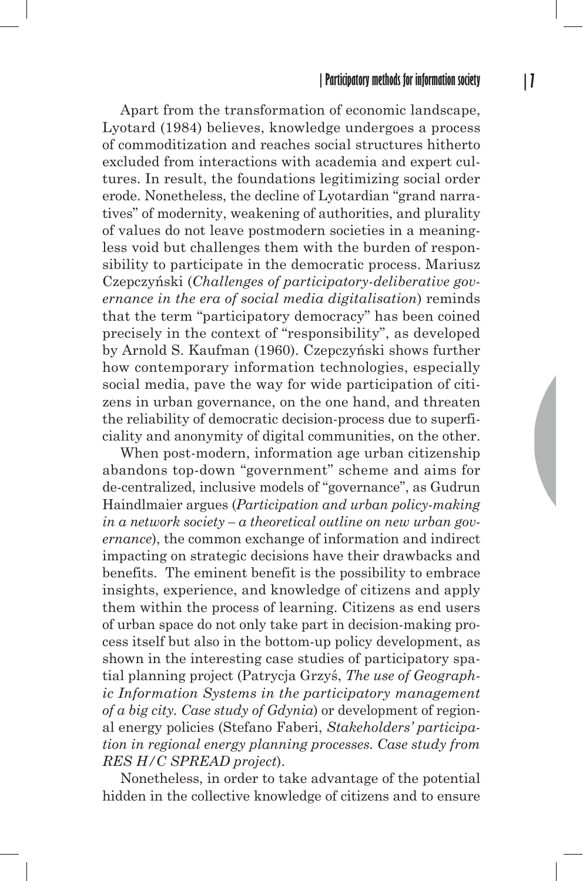Apart from the transformation of economic landscape, Lyotard (1984) believes, knowledge undergoes a process of commoditization and reaches social structures hitherto excluded from interactions with academia and expert cultures. In result, the foundations legitimizing social order erode. Nonetheless, the decline of Lyotardian "grand narratives" of modernity, weakening of authorities, and plurality of values do not leave postmodern societies in a meaningless void but challenges them with the burden of responsibility to participate in the democratic process. Mariusz Czepczyński (*Challenges of participatory-deliberative governance in the era of social media digitalisation*) reminds that the term "participatory democracy" has been coined precisely in the context of "responsibility", as developed by Arnold S. Kaufman (1960). Czepczyński shows further how contemporary information technologies, especially social media, pave the way for wide participation of citizens in urban governance, on the one hand, and threaten the reliability of democratic decision-process due to superficiality and anonymity of digital communities, on the other.

When post-modern, information age urban citizenship abandons top-down "government" scheme and aims for de-centralized, inclusive models of "governance", as Gudrun Haindlmaier argues (*Participation and urban policy-making in a network society – a theoretical outline on new urban governance*), the common exchange of information and indirect impacting on strategic decisions have their drawbacks and benefits. The eminent benefit is the possibility to embrace insights, experience, and knowledge of citizens and apply them within the process of learning. Citizens as end users of urban space do not only take part in decision-making process itself but also in the bottom-up policy development, as shown in the interesting case studies of participatory spatial planning project (Patrycja Grzyś, *The use of Geographic Information Systems in the participatory management of a big city. Case study of Gdynia*) or development of regional energy policies (Stefano Faberi, *Stakeholders' participation in regional energy planning processes. Case study from RES H/C SPREAD project*).

Nonetheless, in order to take advantage of the potential hidden in the collective knowledge of citizens and to ensure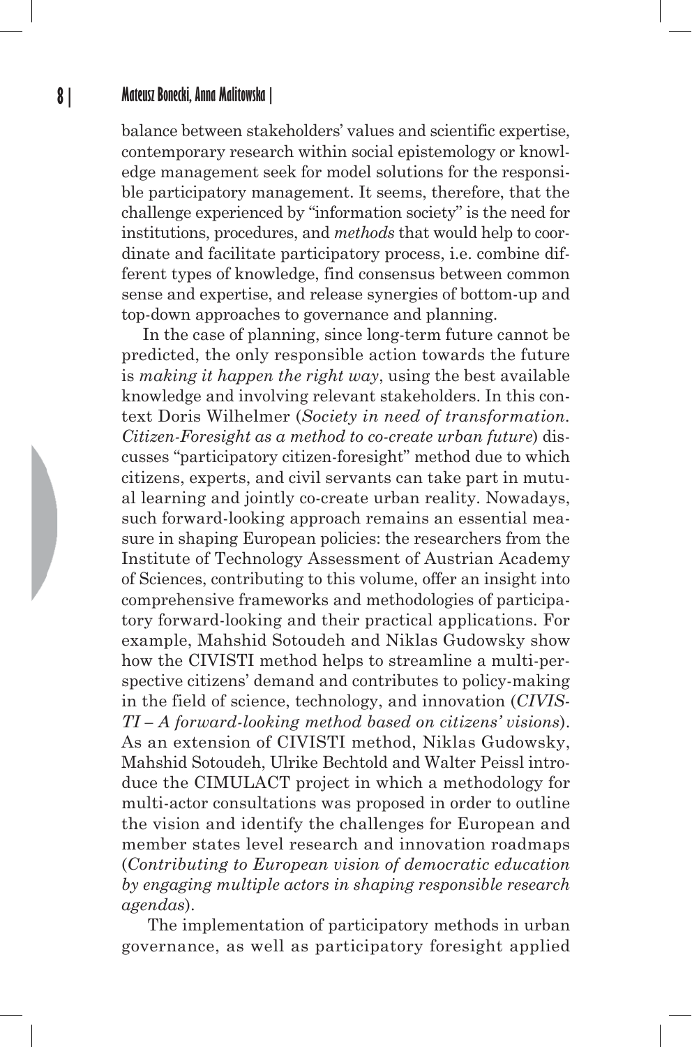balance between stakeholders' values and scientific expertise, contemporary research within social epistemology or knowledge management seek for model solutions for the responsible participatory management. It seems, therefore, that the challenge experienced by "information society" is the need for institutions, procedures, and *methods* that would help to coordinate and facilitate participatory process, i.e. combine different types of knowledge, find consensus between common sense and expertise, and release synergies of bottom-up and top-down approaches to governance and planning.

In the case of planning, since long-term future cannot be predicted, the only responsible action towards the future is *making it happen the right way*, using the best available knowledge and involving relevant stakeholders. In this context Doris Wilhelmer (*Society in need of transformation. Citizen-Foresight as a method to co-create urban future*) discusses "participatory citizen-foresight" method due to which citizens, experts, and civil servants can take part in mutual learning and jointly co-create urban reality. Nowadays, such forward-looking approach remains an essential measure in shaping European policies: the researchers from the Institute of Technology Assessment of Austrian Academy of Sciences, contributing to this volume, offer an insight into comprehensive frameworks and methodologies of participatory forward-looking and their practical applications. For example, Mahshid Sotoudeh and Niklas Gudowsky show how the CIVISTI method helps to streamline a multi-perspective citizens' demand and contributes to policy-making in the field of science, technology, and innovation (*CIVISTI – A forward-looking method based on citizens' visions*). As an extension of CIVISTI method, Niklas Gudowsky, Mahshid Sotoudeh, Ulrike Bechtold and Walter Peissl introduce the CIMULACT project in which a methodology for multi-actor consultations was proposed in order to outline the vision and identify the challenges for European and member states level research and innovation roadmaps (*Contributing to European vision of democratic education by engaging multiple actors in shaping responsible research agendas*).

The implementation of participatory methods in urban governance, as well as participatory foresight applied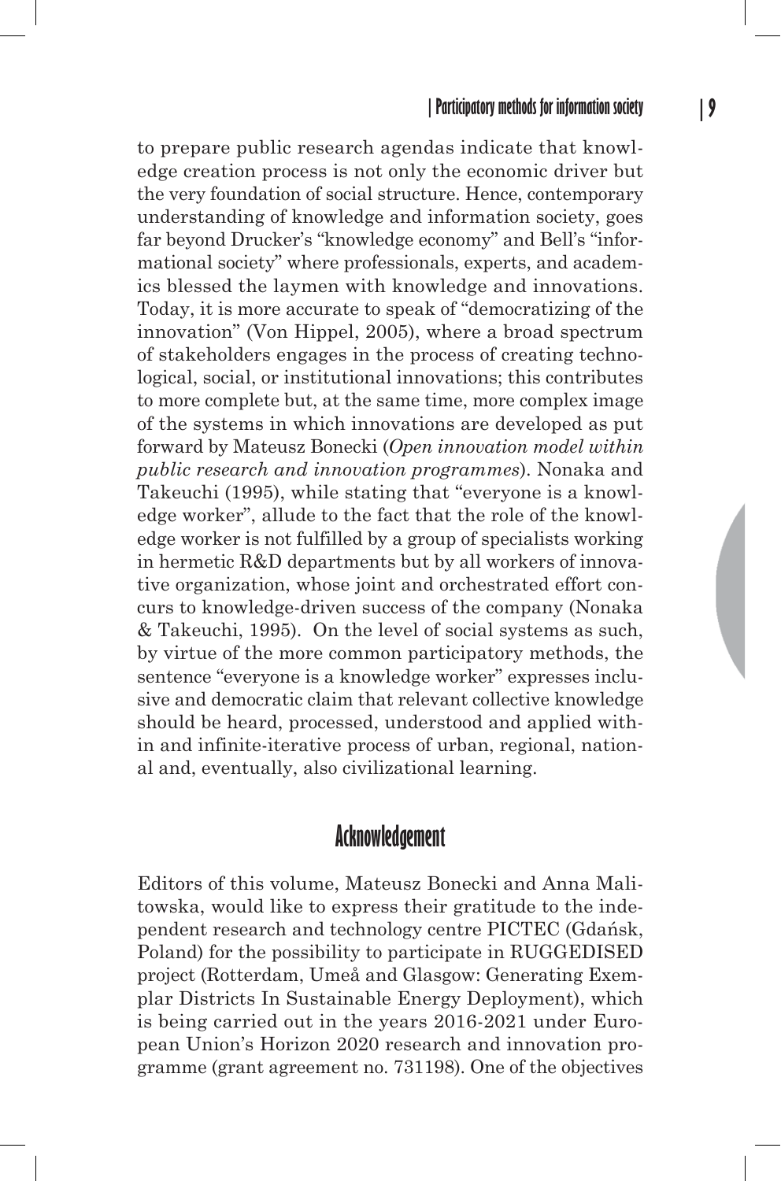to prepare public research agendas indicate that knowledge creation process is not only the economic driver but the very foundation of social structure. Hence, contemporary understanding of knowledge and information society, goes far beyond Drucker's "knowledge economy" and Bell's "informational society" where professionals, experts, and academics blessed the laymen with knowledge and innovations. Today, it is more accurate to speak of "democratizing of the innovation" (Von Hippel, 2005), where a broad spectrum of stakeholders engages in the process of creating technological, social, or institutional innovations; this contributes to more complete but, at the same time, more complex image of the systems in which innovations are developed as put forward by Mateusz Bonecki (*Open innovation model within public research and innovation programmes*). Nonaka and Takeuchi (1995), while stating that "everyone is a knowledge worker", allude to the fact that the role of the knowledge worker is not fulfilled by a group of specialists working in hermetic R&D departments but by all workers of innovative organization, whose joint and orchestrated effort concurs to knowledge-driven success of the company (Nonaka & Takeuchi, 1995). On the level of social systems as such, by virtue of the more common participatory methods, the sentence "everyone is a knowledge worker" expresses inclusive and democratic claim that relevant collective knowledge should be heard, processed, understood and applied within and infinite-iterative process of urban, regional, national and, eventually, also civilizational learning.

## Acknowledgement

Editors of this volume, Mateusz Bonecki and Anna Malitowska, would like to express their gratitude to the independent research and technology centre PICTEC (Gdańsk, Poland) for the possibility to participate in RUGGEDISED project (Rotterdam, Umeå and Glasgow: Generating Exemplar Districts In Sustainable Energy Deployment), which is being carried out in the years 2016-2021 under European Union's Horizon 2020 research and innovation programme (grant agreement no. 731198). One of the objectives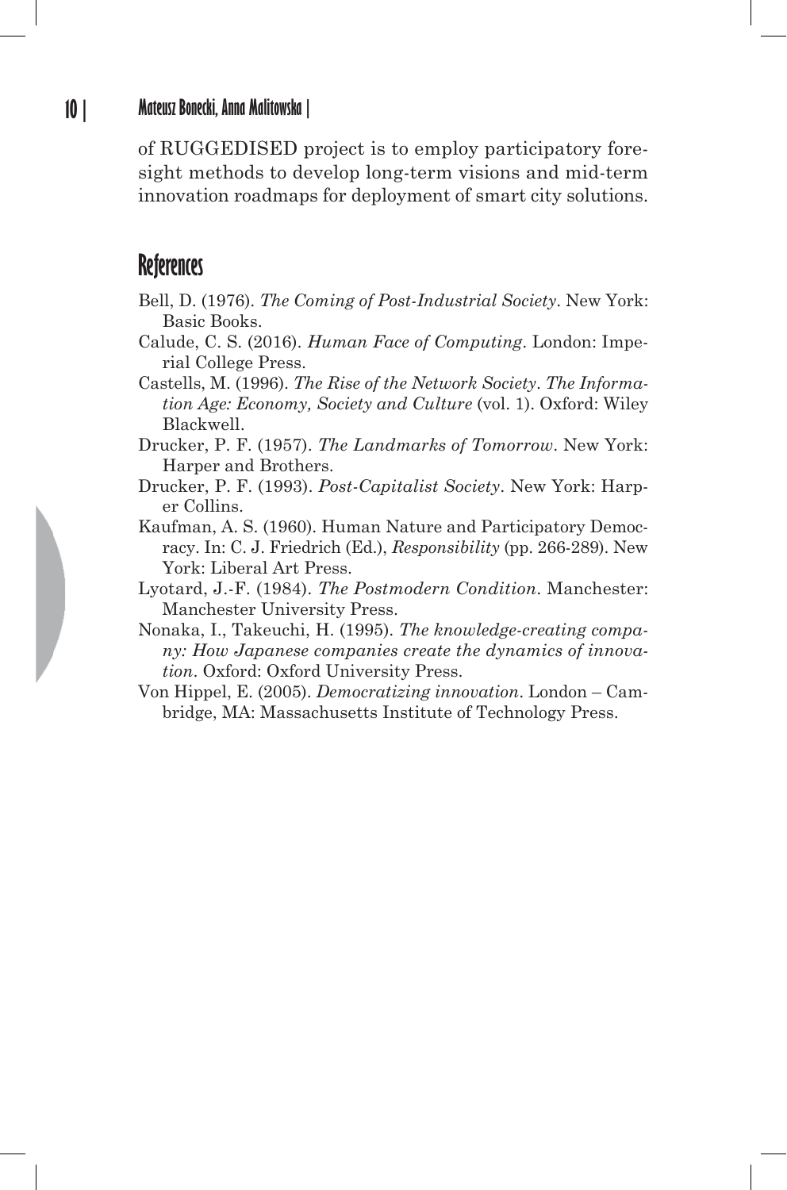of RUGGEDISED project is to employ participatory foresight methods to develop long-term visions and mid-term innovation roadmaps for deployment of smart city solutions.

## References

Bell, D. (1976). *The Coming of Post-Industrial Society*. New York: Basic Books.

Calude, C. S. (2016). *Human Face of Computing*. London: Imperial College Press.

Castells, M. (1996). *The Rise of the Network Society*. *The Information Age: Economy, Society and Culture* (vol. 1). Oxford: Wiley Blackwell.

Drucker, P. F. (1957). *The Landmarks of Tomorrow*. New York: Harper and Brothers.

Drucker, P. F. (1993). *Post-Capitalist Society*. New York: Harper Collins.

Kaufman, A. S. (1960). Human Nature and Participatory Democracy. In: C. J. Friedrich (Ed.), *Responsibility* (pp. 266-289). New York: Liberal Art Press.

Lyotard, J.-F. (1984). *The Postmodern Condition*. Manchester: Manchester University Press.

Nonaka, I., Takeuchi, H. (1995). *The knowledge-creating company: How Japanese companies create the dynamics of innovation*. Oxford: Oxford University Press.

Von Hippel, E. (2005). *Democratizing innovation*. London – Cambridge, MA: Massachusetts Institute of Technology Press.